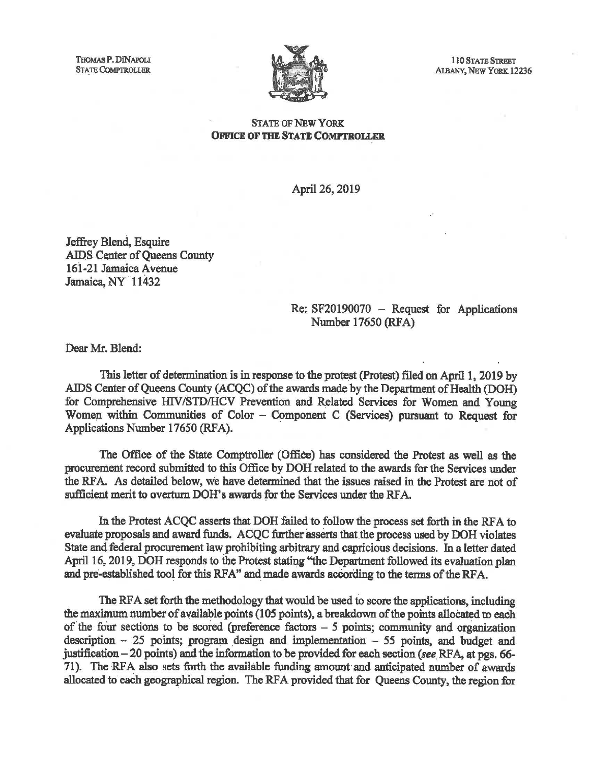THOMAS P. DiNAPOLI
STATE COMPTROLLER

110 STATE STREET
ALBANY, NEW YORK 12236

STATE OF NEW YORK
**OFFICE OF THE STATE COMPTROLLER**

April 26, 2019

Jeffrey Blend, Esquire
AIDS Center of Queens County
161-21 Jamaica Avenue
Jamaica, NY 11432

Re: SF20190070 – Request for Applications Number 17650 (RFA)

Dear Mr. Blend:

This letter of determination is in response to the protest (Protest) filed on April 1, 2019 by AIDS Center of Queens County (ACQC) of the awards made by the Department of Health (DOH) for Comprehensive HIV/STD/HCV Prevention and Related Services for Women and Young Women within Communities of Color – Component C (Services) pursuant to Request for Applications Number 17650 (RFA).

The Office of the State Comptroller (Office) has considered the Protest as well as the procurement record submitted to this Office by DOH related to the awards for the Services under the RFA. As detailed below, we have determined that the issues raised in the Protest are not of sufficient merit to overturn DOH's awards for the Services under the RFA.

In the Protest ACQC asserts that DOH failed to follow the process set forth in the RFA to evaluate proposals and award funds. ACQC further asserts that the process used by DOH violates State and federal procurement law prohibiting arbitrary and capricious decisions. In a letter dated April 16, 2019, DOH responds to the Protest stating "the Department followed its evaluation plan and pre-established tool for this RFA" and made awards according to the terms of the RFA.

The RFA set forth the methodology that would be used to score the applications, including the maximum number of available points (105 points), a breakdown of the points allocated to each of the four sections to be scored (preference factors – 5 points; community and organization description – 25 points; program design and implementation – 55 points, and budget and justification – 20 points) and the information to be provided for each section (*see* RFA, at pgs. 66-71). The RFA also sets forth the available funding amount and anticipated number of awards allocated to each geographical region. The RFA provided that for Queens County, the region for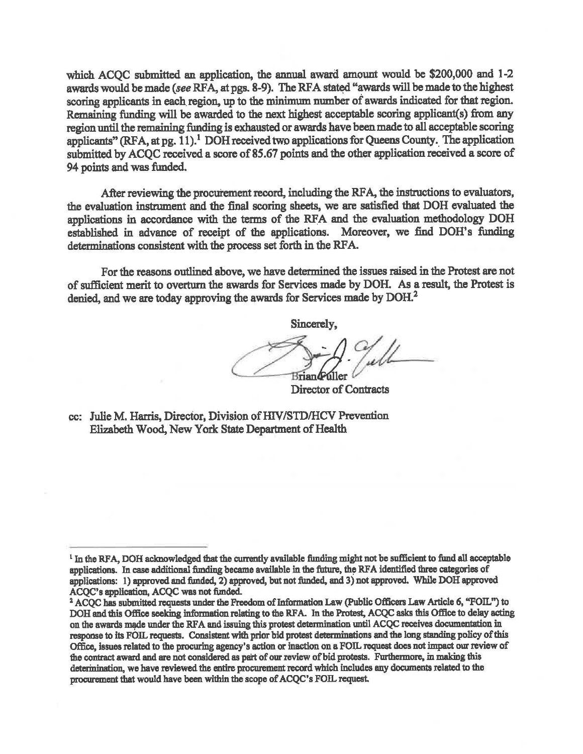which ACQC submitted an application, the annual award amount would be $200,000 and 1-2 awards would be made (*see* RFA, at pgs. 8-9). The RFA stated "awards will be made to the highest scoring applicants in each region, up to the minimum number of awards indicated for that region. Remaining funding will be awarded to the next highest acceptable scoring applicant(s) from any region until the remaining funding is exhausted or awards have been made to all acceptable scoring applicants" (RFA, at pg. 11).[1] DOH received two applications for Queens County. The application submitted by ACQC received a score of 85.67 points and the other application received a score of 94 points and was funded.

After reviewing the procurement record, including the RFA, the instructions to evaluators, the evaluation instrument and the final scoring sheets, we are satisfied that DOH evaluated the applications in accordance with the terms of the RFA and the evaluation methodology DOH established in advance of receipt of the applications. Moreover, we find DOH's funding determinations consistent with the process set forth in the RFA.

For the reasons outlined above, we have determined the issues raised in the Protest are not of sufficient merit to overturn the awards for Services made by DOH. As a result, the Protest is denied, and we are today approving the awards for Services made by DOH.[2]

Sincerely,

Brian Fuller
Director of Contracts

cc: Julie M. Harris, Director, Division of HIV/STD/HCV Prevention
Elizabeth Wood, New York State Department of Health

---

[1] In the RFA, DOH acknowledged that the currently available funding might not be sufficient to fund all acceptable applications. In case additional funding became available in the future, the RFA identified three categories of applications: 1) approved and funded, 2) approved, but not funded, and 3) not approved. While DOH approved ACQC's application, ACQC was not funded.

[2] ACQC has submitted requests under the Freedom of Information Law (Public Officers Law Article 6, "FOIL") to DOH and this Office seeking information relating to the RFA. In the Protest, ACQC asks this Office to delay acting on the awards made under the RFA and issuing this protest determination until ACQC receives documentation in response to its FOIL requests. Consistent with prior bid protest determinations and the long standing policy of this Office, issues related to the procuring agency's action or inaction on a FOIL request does not impact our review of the contract award and are not considered as part of our review of bid protests. Furthermore, in making this determination, we have reviewed the entire procurement record which includes any documents related to the procurement that would have been within the scope of ACQC's FOIL request.